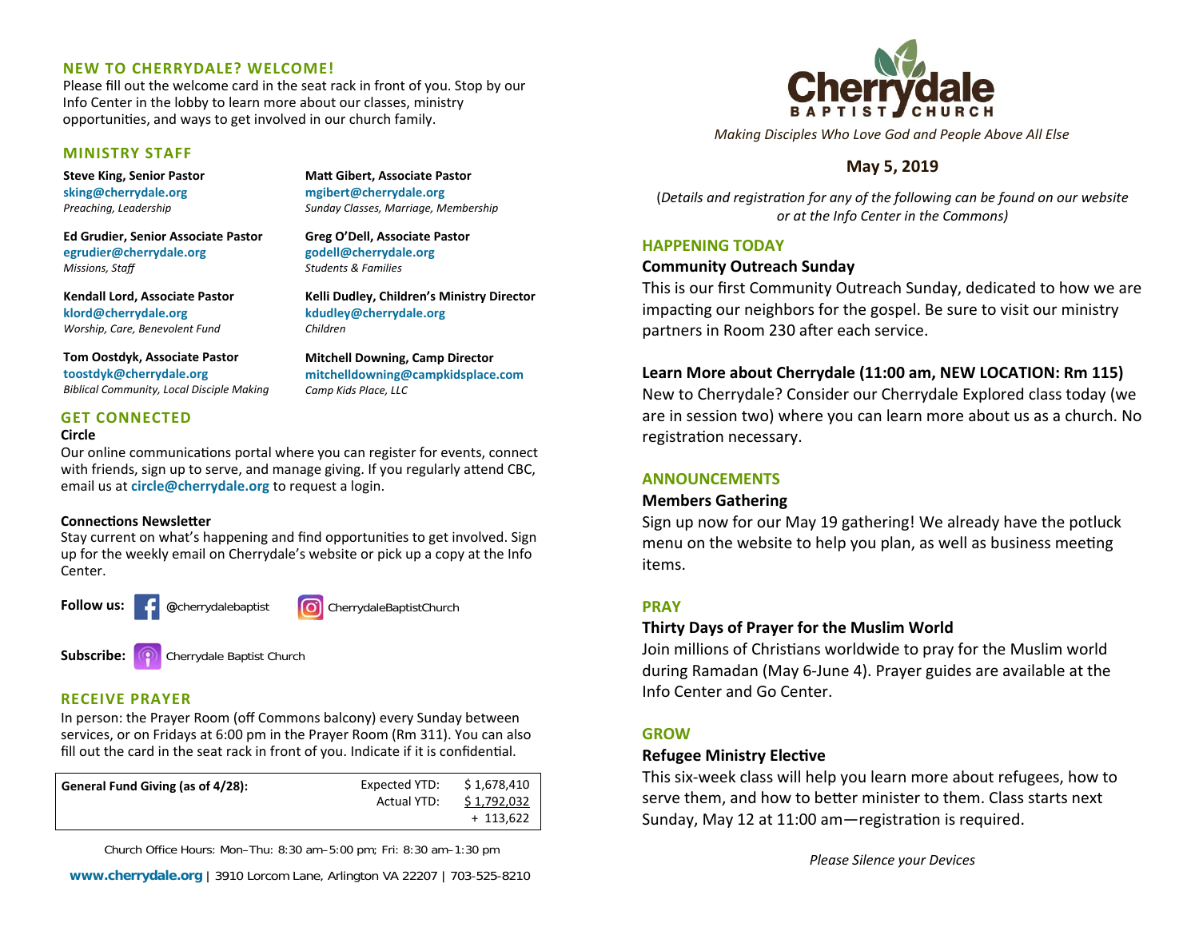## NEW TO CHERRYDALE? WELCOME!

Please fill out the welcome card in the seat rack in front of you. Stop by our Info Center in the lobby to learn more about our classes, ministry opportunities, and ways to get involved in our church family.

## MINISTRY STAFF

**Steve King, Senior Pastor**
sking@cherrydale.org
*Preaching, Leadership*

**Ed Grudier, Senior Associate Pastor**
egrudier@cherrydale.org
*Missions, Staff*

**Kendall Lord, Associate Pastor**
klord@cherrydale.org
*Worship, Care, Benevolent Fund*

**Tom Oostdyk, Associate Pastor**
toostdyk@cherrydale.org
*Biblical Community, Local Disciple Making*

**Matt Gibert, Associate Pastor**
mgibert@cherrydale.org
*Sunday Classes, Marriage, Membership*

**Greg O'Dell, Associate Pastor**
godell@cherrydale.org
*Students & Families*

**Kelli Dudley, Children's Ministry Director**
kdudley@cherrydale.org
*Children*

**Mitchell Downing, Camp Director**
mitchelldowning@campkidsplace.com
*Camp Kids Place, LLC*

## GET CONNECTED

**Circle**
Our online communications portal where you can register for events, connect with friends, sign up to serve, and manage giving. If you regularly attend CBC, email us at **circle@cherrydale.org** to request a login.

**Connections Newsletter**
Stay current on what's happening and find opportunities to get involved. Sign up for the weekly email on Cherrydale's website or pick up a copy at the Info Center.

**Follow us:** @cherrydalebaptist CherrydaleBaptistChurch

**Subscribe:** Cherrydale Baptist Church

## RECEIVE PRAYER

In person: the Prayer Room (off Commons balcony) every Sunday between services, or on Fridays at 6:00 pm in the Prayer Room (Rm 311). You can also fill out the card in the seat rack in front of you. Indicate if it is confidential.

| General Fund Giving (as of 4/28): | | |
|---|---|---|
| | Expected YTD: | $ 1,678,410 |
| | Actual YTD: | $ 1,792,032 |
| | | + 113,622 |

Church Office Hours: Mon–Thu: 8:30 am–5:00 pm; Fri: 8:30 am–1:30 pm

**www.cherrydale.org** | 3910 Lorcom Lane, Arlington VA 22207 | 703-525-8210

# Cherrydale Baptist Church

*Making Disciples Who Love God and People Above All Else*

**May 5, 2019**

(*Details and registration for any of the following can be found on our website or at the Info Center in the Commons)*

## HAPPENING TODAY

**Community Outreach Sunday**
This is our first Community Outreach Sunday, dedicated to how we are impacting our neighbors for the gospel. Be sure to visit our ministry partners in Room 230 after each service.

**Learn More about Cherrydale (11:00 am, NEW LOCATION: Rm 115)**
New to Cherrydale? Consider our Cherrydale Explored class today (we are in session two) where you can learn more about us as a church. No registration necessary.

## ANNOUNCEMENTS

**Members Gathering**
Sign up now for our May 19 gathering! We already have the potluck menu on the website to help you plan, as well as business meeting items.

## PRAY

**Thirty Days of Prayer for the Muslim World**
Join millions of Christians worldwide to pray for the Muslim world during Ramadan (May 6-June 4). Prayer guides are available at the Info Center and Go Center.

## GROW

**Refugee Ministry Elective**
This six-week class will help you learn more about refugees, how to serve them, and how to better minister to them. Class starts next Sunday, May 12 at 11:00 am—registration is required.

*Please Silence your Devices*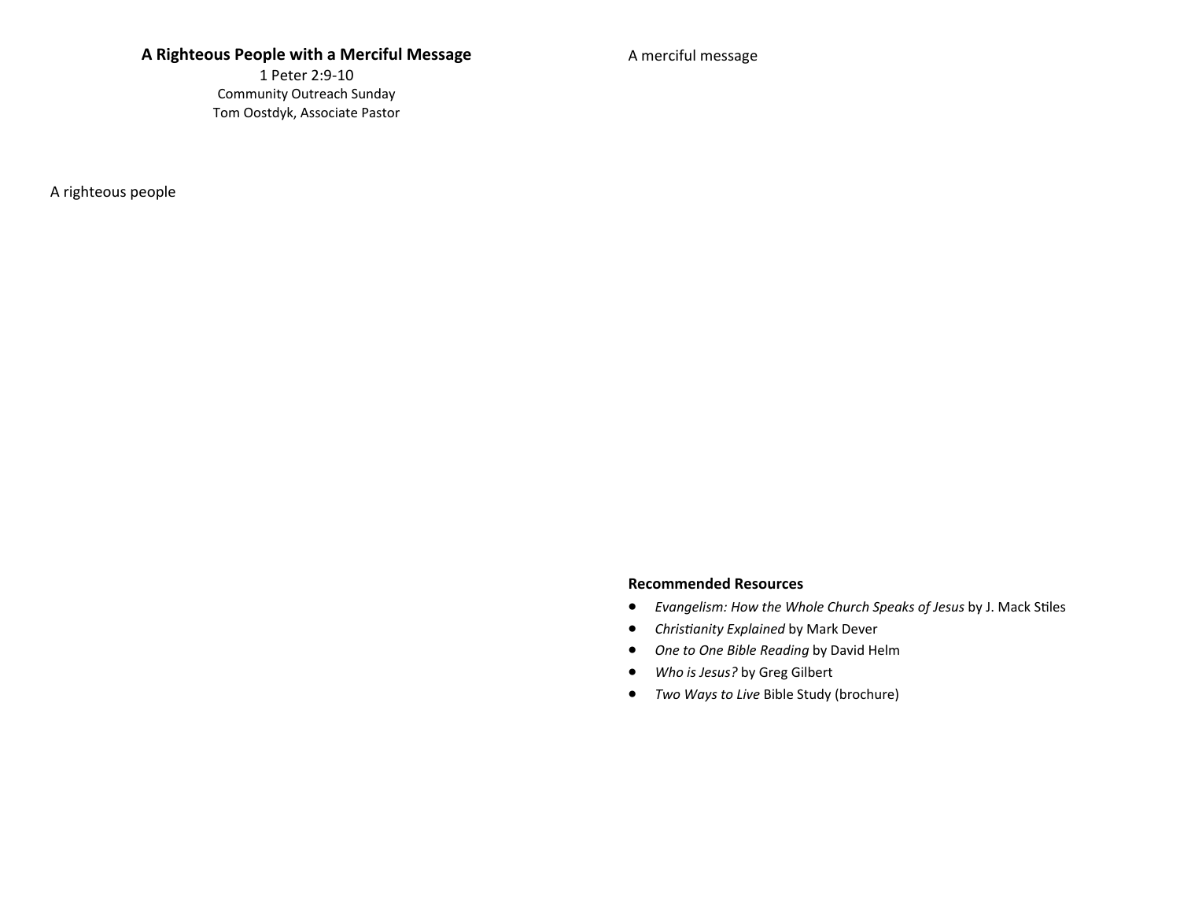**A Righteous People with a Merciful Message**

1 Peter 2:9-10

Community Outreach Sunday

Tom Oostdyk, Associate Pastor

A righteous people

A merciful message

**Recommended Resources**

- *Evangelism: How the Whole Church Speaks of Jesus* by J. Mack Stiles
- *Christianity Explained* by Mark Dever
- *One to One Bible Reading* by David Helm
- *Who is Jesus?* by Greg Gilbert
- *Two Ways to Live* Bible Study (brochure)